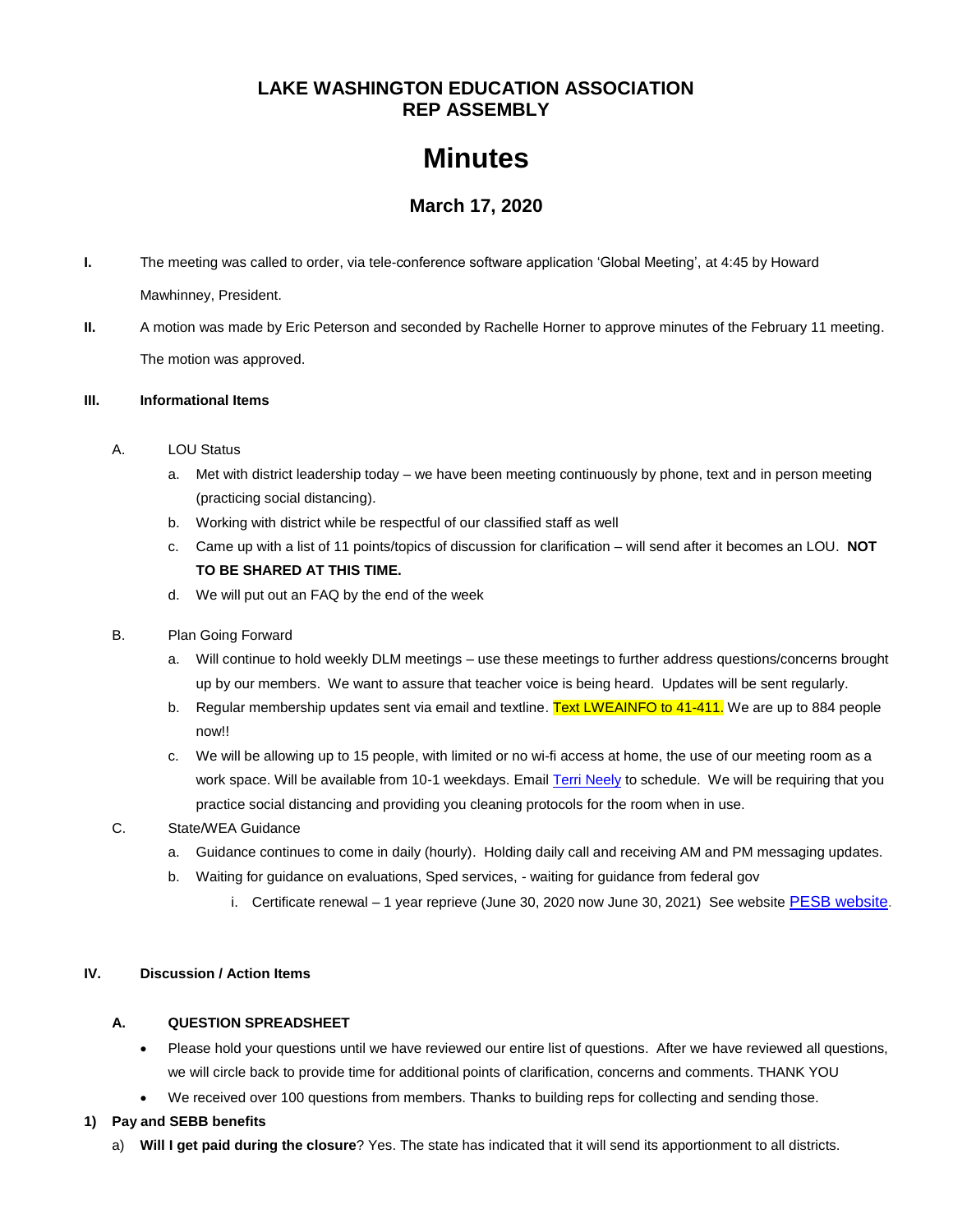# LAKE WASHINGTON EDUCATION ASSOCIATION
# REP ASSEMBLY

# Minutes

### March 17, 2020

**I.** The meeting was called to order, via tele-conference software application 'Global Meeting', at 4:45 by Howard Mawhinney, President.

**II.** A motion was made by Eric Peterson and seconded by Rachelle Horner to approve minutes of the February 11 meeting. The motion was approved.

**III. Informational Items**

A. LOU Status

a. Met with district leadership today – we have been meeting continuously by phone, text and in person meeting (practicing social distancing).

b. Working with district while be respectful of our classified staff as well

c. Came up with a list of 11 points/topics of discussion for clarification – will send after it becomes an LOU. **NOT TO BE SHARED AT THIS TIME.**

d. We will put out an FAQ by the end of the week

B. Plan Going Forward

a. Will continue to hold weekly DLM meetings – use these meetings to further address questions/concerns brought up by our members. We want to assure that teacher voice is being heard. Updates will be sent regularly.

b. Regular membership updates sent via email and textline. Text LWEAINFO to 41-411. We are up to 884 people now!!

c. We will be allowing up to 15 people, with limited or no wi-fi access at home, the use of our meeting room as a work space. Will be available from 10-1 weekdays. Email Terri Neely to schedule. We will be requiring that you practice social distancing and providing you cleaning protocols for the room when in use.

C. State/WEA Guidance

a. Guidance continues to come in daily (hourly). Holding daily call and receiving AM and PM messaging updates.

b. Waiting for guidance on evaluations, Sped services, - waiting for guidance from federal gov

i. Certificate renewal – 1 year reprieve (June 30, 2020 now June 30, 2021) See website PESB website.

**IV. Discussion / Action Items**

**A. QUESTION SPREADSHEET**

- Please hold your questions until we have reviewed our entire list of questions. After we have reviewed all questions, we will circle back to provide time for additional points of clarification, concerns and comments. THANK YOU
- We received over 100 questions from members. Thanks to building reps for collecting and sending those.

**1) Pay and SEBB benefits**

a) **Will I get paid during the closure**? Yes. The state has indicated that it will send its apportionment to all districts.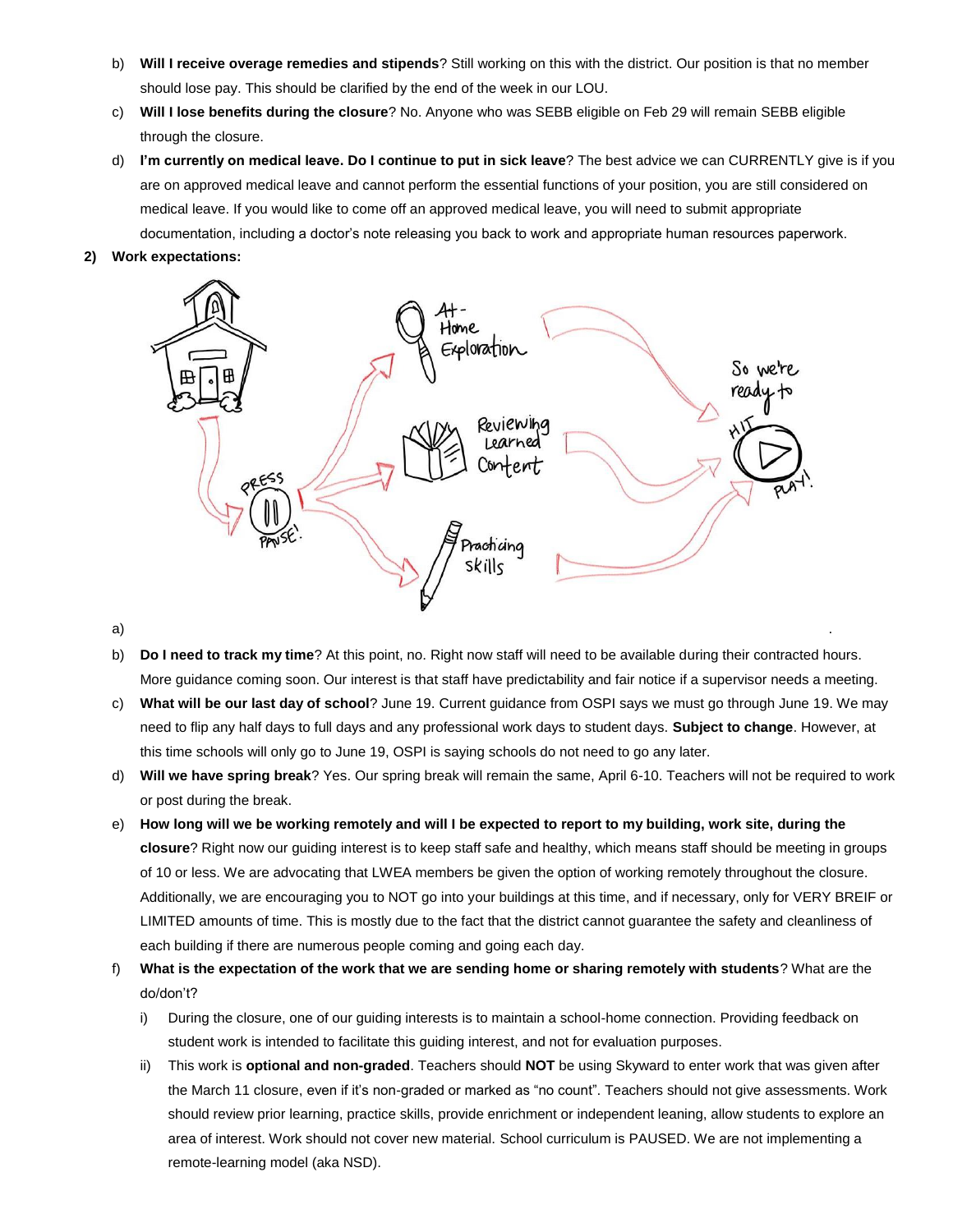b) **Will I receive overage remedies and stipends**? Still working on this with the district. Our position is that no member should lose pay. This should be clarified by the end of the week in our LOU.

c) **Will I lose benefits during the closure**? No. Anyone who was SEBB eligible on Feb 29 will remain SEBB eligible through the closure.

d) **I'm currently on medical leave. Do I continue to put in sick leave**? The best advice we can CURRENTLY give is if you are on approved medical leave and cannot perform the essential functions of your position, you are still considered on medical leave. If you would like to come off an approved medical leave, you will need to submit appropriate documentation, including a doctor's note releasing you back to work and appropriate human resources paperwork.

**2) Work expectations:**

a) .

b) **Do I need to track my time**? At this point, no. Right now staff will need to be available during their contracted hours. More guidance coming soon. Our interest is that staff have predictability and fair notice if a supervisor needs a meeting.

c) **What will be our last day of school**? June 19. Current guidance from OSPI says we must go through June 19. We may need to flip any half days to full days and any professional work days to student days. **Subject to change**. However, at this time schools will only go to June 19, OSPI is saying schools do not need to go any later.

d) **Will we have spring break**? Yes. Our spring break will remain the same, April 6-10. Teachers will not be required to work or post during the break.

e) **How long will we be working remotely and will I be expected to report to my building, work site, during the closure**? Right now our guiding interest is to keep staff safe and healthy, which means staff should be meeting in groups of 10 or less. We are advocating that LWEA members be given the option of working remotely throughout the closure. Additionally, we are encouraging you to NOT go into your buildings at this time, and if necessary, only for VERY BREIF or LIMITED amounts of time. This is mostly due to the fact that the district cannot guarantee the safety and cleanliness of each building if there are numerous people coming and going each day.

f) **What is the expectation of the work that we are sending home or sharing remotely with students**? What are the do/don't?

   i) During the closure, one of our guiding interests is to maintain a school-home connection. Providing feedback on student work is intended to facilitate this guiding interest, and not for evaluation purposes.

   ii) This work is **optional and non-graded**. Teachers should **NOT** be using Skyward to enter work that was given after the March 11 closure, even if it's non-graded or marked as "no count". Teachers should not give assessments. Work should review prior learning, practice skills, provide enrichment or independent leaning, allow students to explore an area of interest. Work should not cover new material. School curriculum is PAUSED. We are not implementing a remote-learning model (aka NSD).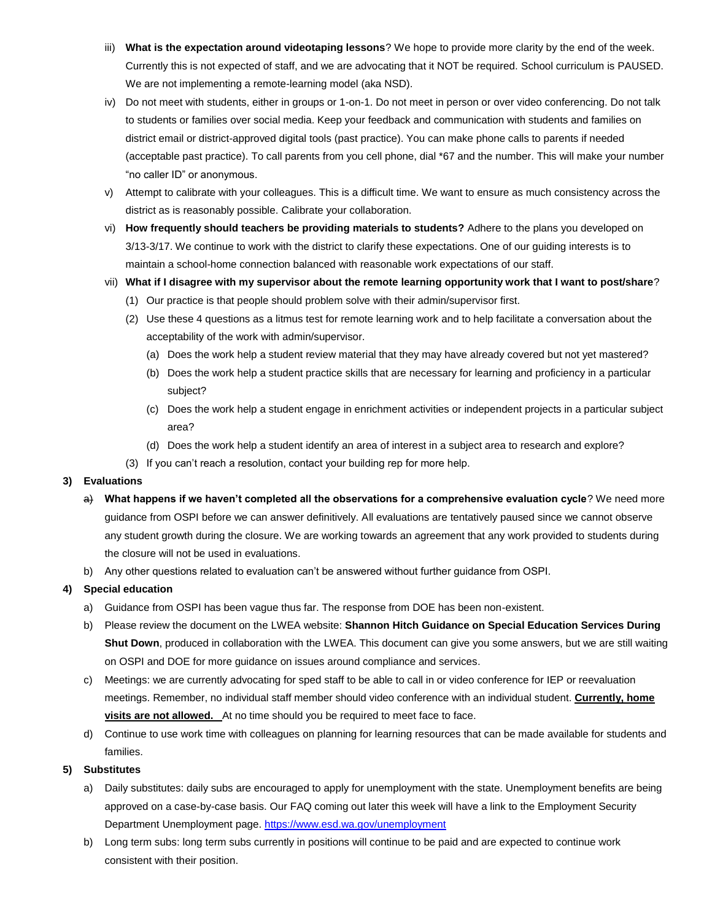iii) **What is the expectation around videotaping lessons**? We hope to provide more clarity by the end of the week. Currently this is not expected of staff, and we are advocating that it NOT be required. School curriculum is PAUSED. We are not implementing a remote-learning model (aka NSD).

iv) Do not meet with students, either in groups or 1-on-1. Do not meet in person or over video conferencing. Do not talk to students or families over social media. Keep your feedback and communication with students and families on district email or district-approved digital tools (past practice). You can make phone calls to parents if needed (acceptable past practice). To call parents from you cell phone, dial *67 and the number. This will make your number "no caller ID" or anonymous.

v) Attempt to calibrate with your colleagues. This is a difficult time. We want to ensure as much consistency across the district as is reasonably possible. Calibrate your collaboration.

vi) **How frequently should teachers be providing materials to students?** Adhere to the plans you developed on 3/13-3/17. We continue to work with the district to clarify these expectations. One of our guiding interests is to maintain a school-home connection balanced with reasonable work expectations of our staff.

vii) **What if I disagree with my supervisor about the remote learning opportunity work that I want to post/share**?

(1) Our practice is that people should problem solve with their admin/supervisor first.

(2) Use these 4 questions as a litmus test for remote learning work and to help facilitate a conversation about the acceptability of the work with admin/supervisor.

(a) Does the work help a student review material that they may have already covered but not yet mastered?

(b) Does the work help a student practice skills that are necessary for learning and proficiency in a particular subject?

(c) Does the work help a student engage in enrichment activities or independent projects in a particular subject area?

(d) Does the work help a student identify an area of interest in a subject area to research and explore?

(3) If you can't reach a resolution, contact your building rep for more help.

**3) Evaluations**

a) **What happens if we haven't completed all the observations for a comprehensive evaluation cycle**? We need more guidance from OSPI before we can answer definitively. All evaluations are tentatively paused since we cannot observe any student growth during the closure. We are working towards an agreement that any work provided to students during the closure will not be used in evaluations.

b) Any other questions related to evaluation can't be answered without further guidance from OSPI.

**4) Special education**

a) Guidance from OSPI has been vague thus far. The response from DOE has been non-existent.

b) Please review the document on the LWEA website: **Shannon Hitch Guidance on Special Education Services During Shut Down**, produced in collaboration with the LWEA. This document can give you some answers, but we are still waiting on OSPI and DOE for more guidance on issues around compliance and services.

c) Meetings: we are currently advocating for sped staff to be able to call in or video conference for IEP or reevaluation meetings. Remember, no individual staff member should video conference with an individual student. **Currently, home visits are not allowed.** At no time should you be required to meet face to face.

d) Continue to use work time with colleagues on planning for learning resources that can be made available for students and families.

**5) Substitutes**

a) Daily substitutes: daily subs are encouraged to apply for unemployment with the state. Unemployment benefits are being approved on a case-by-case basis. Our FAQ coming out later this week will have a link to the Employment Security Department Unemployment page. https://www.esd.wa.gov/unemployment

b) Long term subs: long term subs currently in positions will continue to be paid and are expected to continue work consistent with their position.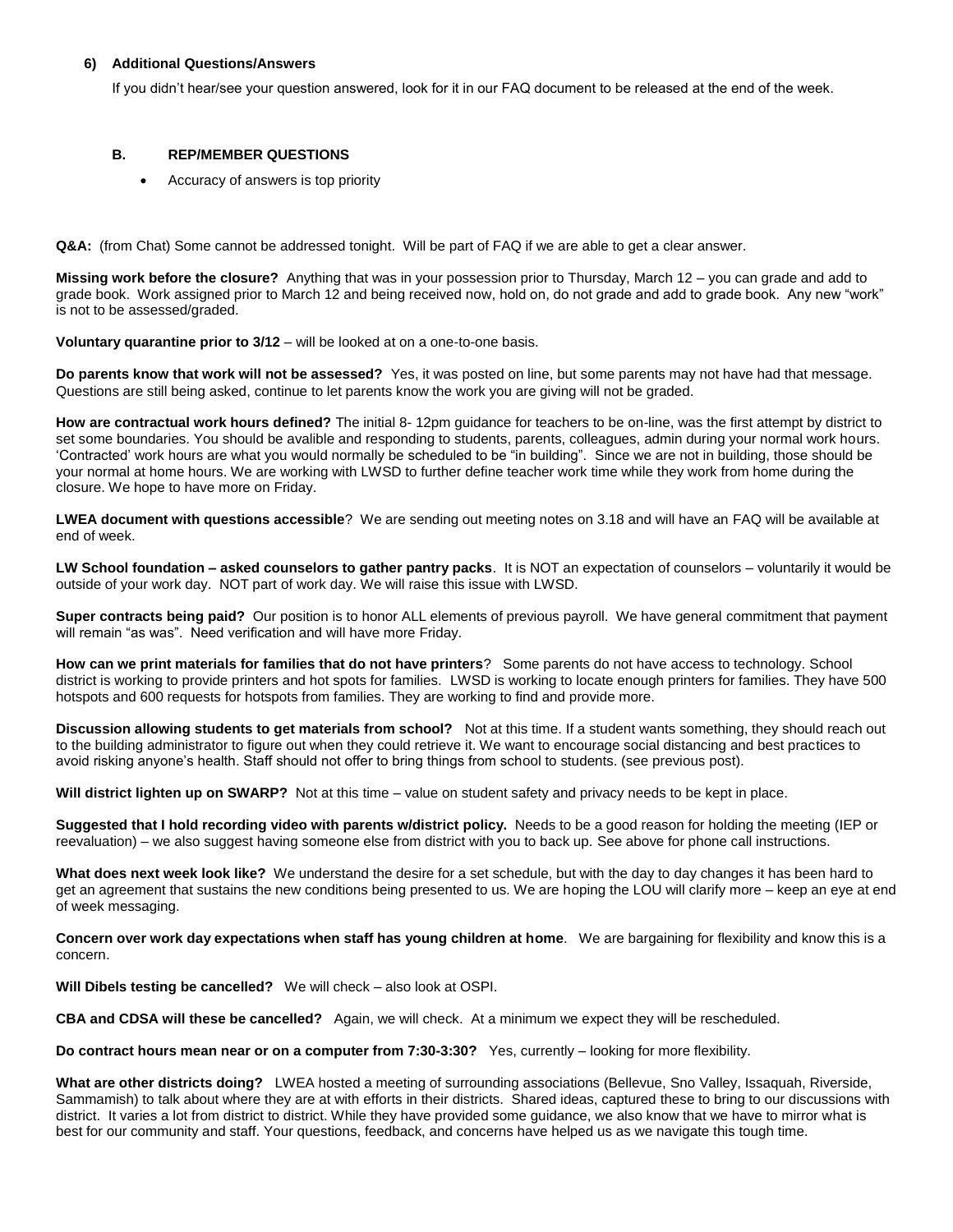#### 6) Additional Questions/Answers

If you didn't hear/see your question answered, look for it in our FAQ document to be released at the end of the week.

#### B. REP/MEMBER QUESTIONS

- Accuracy of answers is top priority

**Q&A:** (from Chat) Some cannot be addressed tonight. Will be part of FAQ if we are able to get a clear answer.

**Missing work before the closure?** Anything that was in your possession prior to Thursday, March 12 – you can grade and add to grade book. Work assigned prior to March 12 and being received now, hold on, do not grade and add to grade book. Any new "work" is not to be assessed/graded.

**Voluntary quarantine prior to 3/12** – will be looked at on a one-to-one basis.

**Do parents know that work will not be assessed?** Yes, it was posted on line, but some parents may not have had that message. Questions are still being asked, continue to let parents know the work you are giving will not be graded.

**How are contractual work hours defined?** The initial 8- 12pm guidance for teachers to be on-line, was the first attempt by district to set some boundaries. You should be avalible and responding to students, parents, colleagues, admin during your normal work hours. 'Contracted' work hours are what you would normally be scheduled to be "in building". Since we are not in building, those should be your normal at home hours. We are working with LWSD to further define teacher work time while they work from home during the closure. We hope to have more on Friday.

**LWEA document with questions accessible**? We are sending out meeting notes on 3.18 and will have an FAQ will be available at end of week.

**LW School foundation – asked counselors to gather pantry packs**. It is NOT an expectation of counselors – voluntarily it would be outside of your work day. NOT part of work day. We will raise this issue with LWSD.

**Super contracts being paid?** Our position is to honor ALL elements of previous payroll. We have general commitment that payment will remain "as was". Need verification and will have more Friday.

**How can we print materials for families that do not have printers**? Some parents do not have access to technology. School district is working to provide printers and hot spots for families. LWSD is working to locate enough printers for families. They have 500 hotspots and 600 requests for hotspots from families. They are working to find and provide more.

**Discussion allowing students to get materials from school?** Not at this time. If a student wants something, they should reach out to the building administrator to figure out when they could retrieve it. We want to encourage social distancing and best practices to avoid risking anyone's health. Staff should not offer to bring things from school to students. (see previous post).

**Will district lighten up on SWARP?** Not at this time – value on student safety and privacy needs to be kept in place.

**Suggested that I hold recording video with parents w/district policy.** Needs to be a good reason for holding the meeting (IEP or reevaluation) – we also suggest having someone else from district with you to back up. See above for phone call instructions.

**What does next week look like?** We understand the desire for a set schedule, but with the day to day changes it has been hard to get an agreement that sustains the new conditions being presented to us. We are hoping the LOU will clarify more – keep an eye at end of week messaging.

**Concern over work day expectations when staff has young children at home**. We are bargaining for flexibility and know this is a concern.

**Will Dibels testing be cancelled?** We will check – also look at OSPI.

**CBA and CDSA will these be cancelled?** Again, we will check. At a minimum we expect they will be rescheduled.

**Do contract hours mean near or on a computer from 7:30-3:30?** Yes, currently – looking for more flexibility.

**What are other districts doing?** LWEA hosted a meeting of surrounding associations (Bellevue, Sno Valley, Issaquah, Riverside, Sammamish) to talk about where they are at with efforts in their districts. Shared ideas, captured these to bring to our discussions with district. It varies a lot from district to district. While they have provided some guidance, we also know that we have to mirror what is best for our community and staff. Your questions, feedback, and concerns have helped us as we navigate this tough time.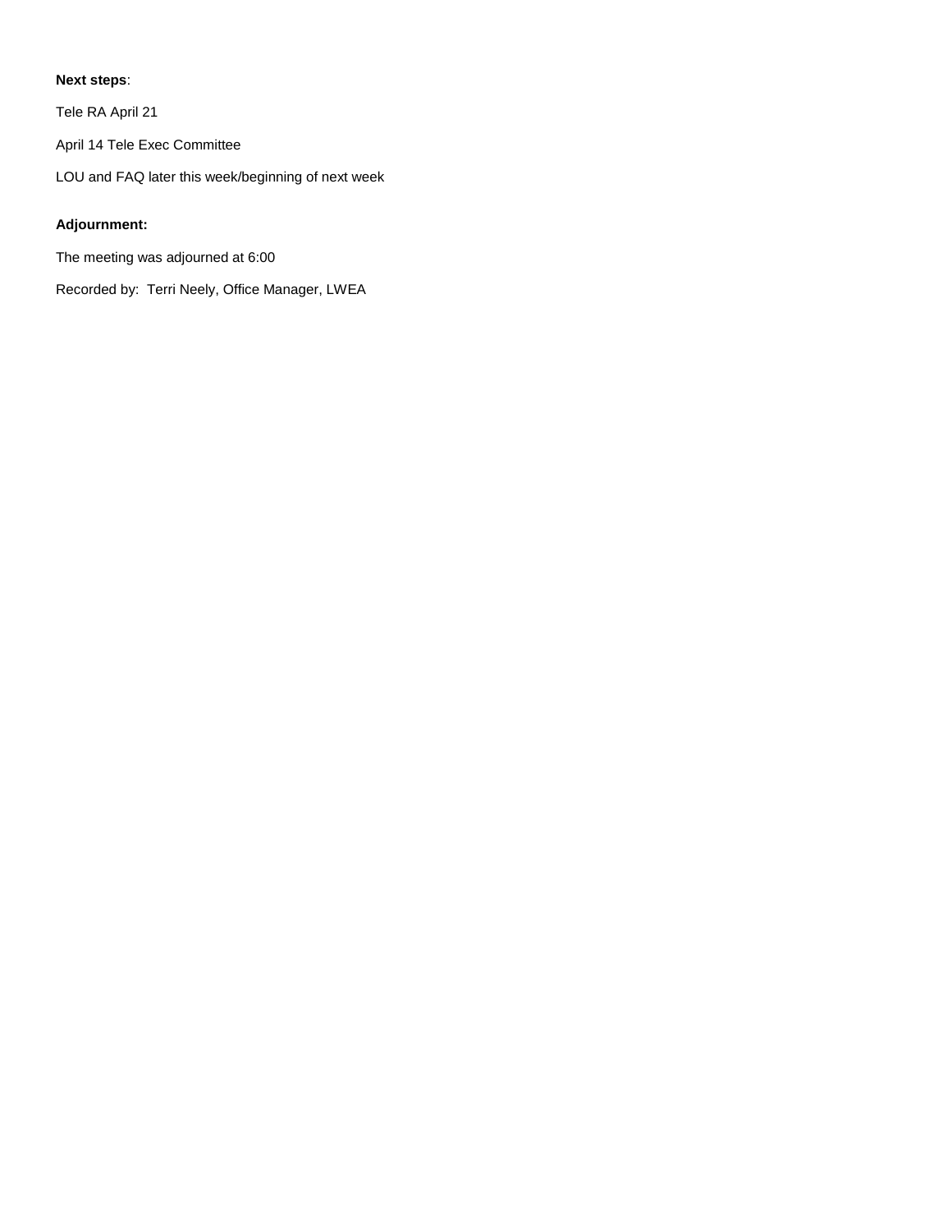**Next steps**:

Tele RA April 21

April 14 Tele Exec Committee

LOU and FAQ later this week/beginning of next week

**Adjournment:**

The meeting was adjourned at 6:00

Recorded by: Terri Neely, Office Manager, LWEA